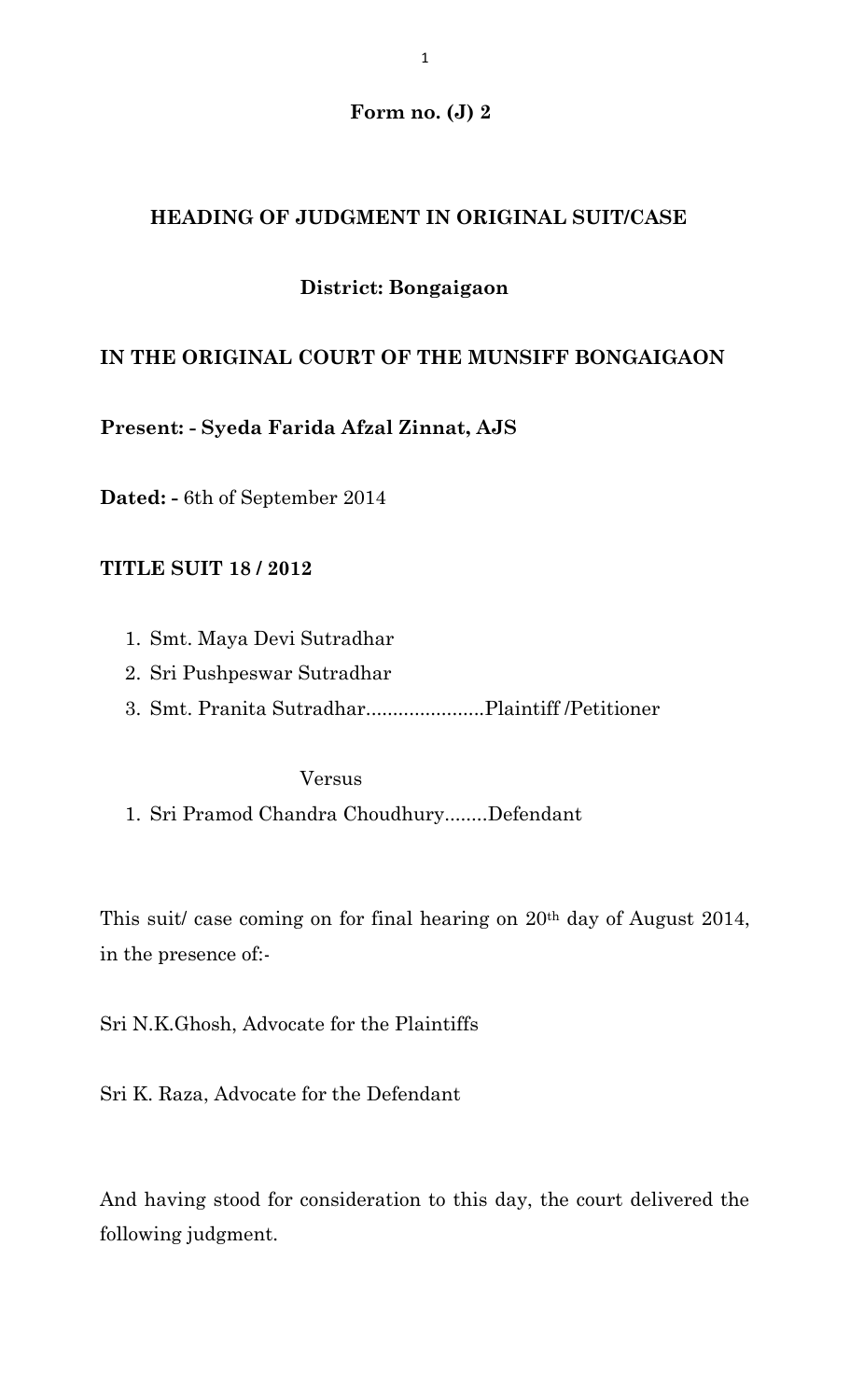**Form no. (J) 2**

**HEADING OF JUDGMENT IN ORIGINAL SUIT/CASE**

**District: Bongaigaon**

**IN THE ORIGINAL COURT OF THE MUNSIFF BONGAIGAON**

**Present: - Syeda Farida Afzal Zinnat, AJS**

**Dated: -** 6th of September 2014

**TITLE SUIT 18 / 2012**

1. Smt. Maya Devi Sutradhar
2. Sri Pushpeswar Sutradhar
3. Smt. Pranita Sutradhar......................Plaintiff /Petitioner

Versus

1. Sri Pramod Chandra Choudhury........Defendant

This suit/ case coming on for final hearing on 20th day of August 2014, in the presence of:-

Sri N.K.Ghosh, Advocate for the Plaintiffs

Sri K. Raza, Advocate for the Defendant

And having stood for consideration to this day, the court delivered the following judgment.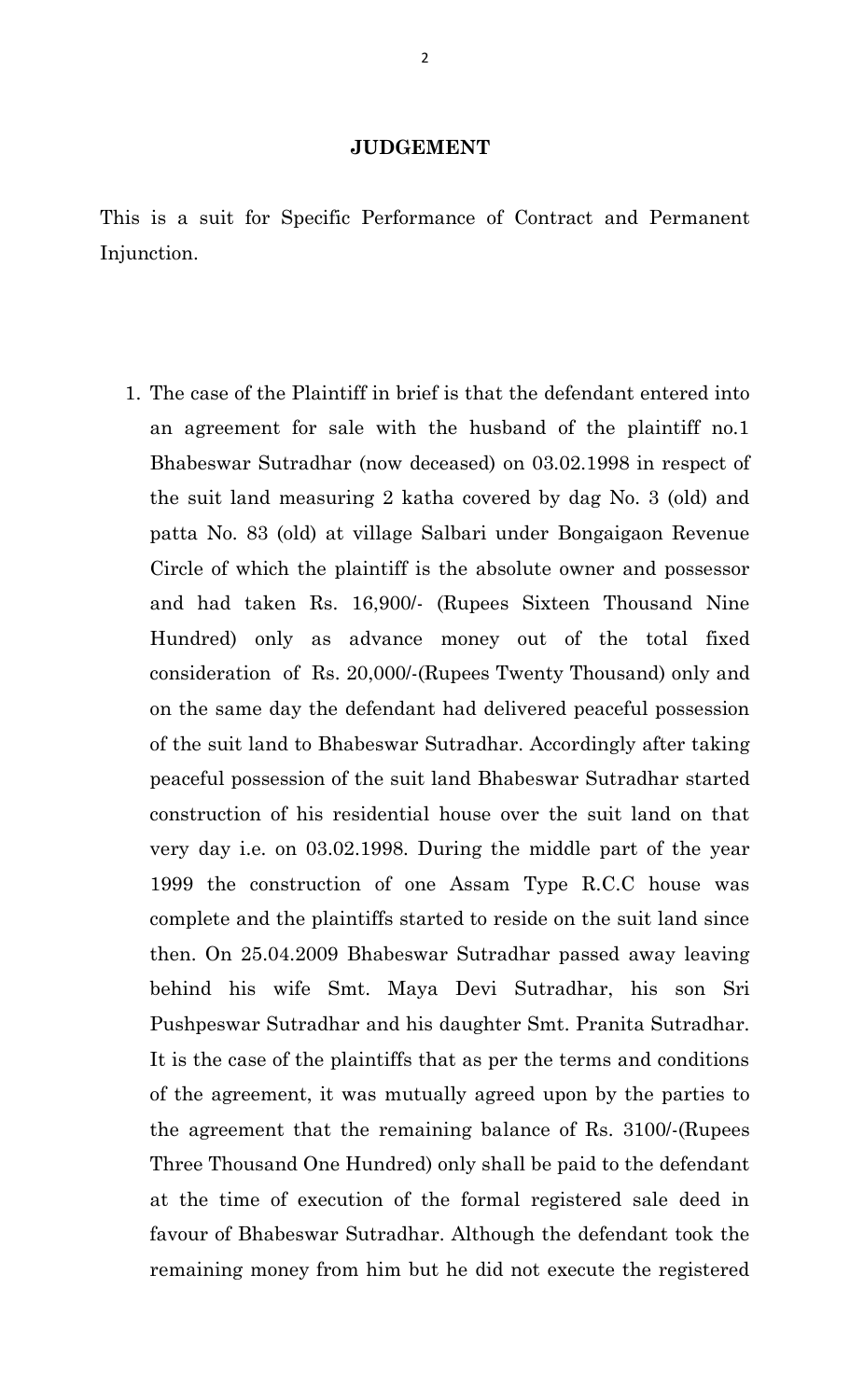## JUDGEMENT

This is a suit for Specific Performance of Contract and Permanent Injunction.

1. The case of the Plaintiff in brief is that the defendant entered into an agreement for sale with the husband of the plaintiff no.1 Bhabeswar Sutradhar (now deceased) on 03.02.1998 in respect of the suit land measuring 2 katha covered by dag No. 3 (old) and patta No. 83 (old) at village Salbari under Bongaigaon Revenue Circle of which the plaintiff is the absolute owner and possessor and had taken Rs. 16,900/- (Rupees Sixteen Thousand Nine Hundred) only as advance money out of the total fixed consideration of Rs. 20,000/-(Rupees Twenty Thousand) only and on the same day the defendant had delivered peaceful possession of the suit land to Bhabeswar Sutradhar. Accordingly after taking peaceful possession of the suit land Bhabeswar Sutradhar started construction of his residential house over the suit land on that very day i.e. on 03.02.1998. During the middle part of the year 1999 the construction of one Assam Type R.C.C house was complete and the plaintiffs started to reside on the suit land since then. On 25.04.2009 Bhabeswar Sutradhar passed away leaving behind his wife Smt. Maya Devi Sutradhar, his son Sri Pushpeswar Sutradhar and his daughter Smt. Pranita Sutradhar. It is the case of the plaintiffs that as per the terms and conditions of the agreement, it was mutually agreed upon by the parties to the agreement that the remaining balance of Rs. 3100/-(Rupees Three Thousand One Hundred) only shall be paid to the defendant at the time of execution of the formal registered sale deed in favour of Bhabeswar Sutradhar. Although the defendant took the remaining money from him but he did not execute the registered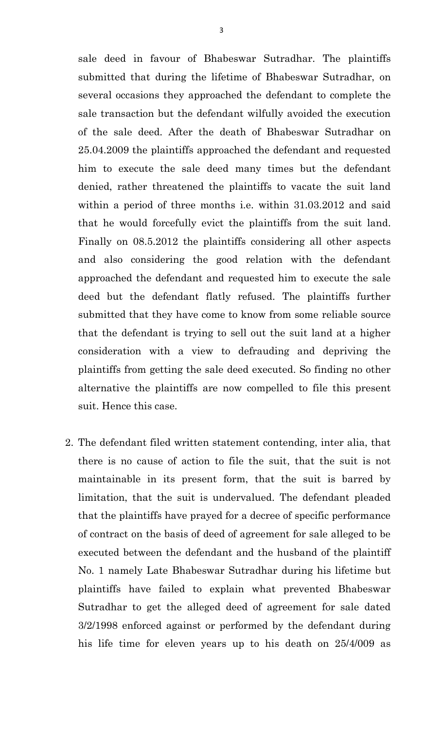sale deed in favour of Bhabeswar Sutradhar. The plaintiffs submitted that during the lifetime of Bhabeswar Sutradhar, on several occasions they approached the defendant to complete the sale transaction but the defendant wilfully avoided the execution of the sale deed. After the death of Bhabeswar Sutradhar on 25.04.2009 the plaintiffs approached the defendant and requested him to execute the sale deed many times but the defendant denied, rather threatened the plaintiffs to vacate the suit land within a period of three months i.e. within 31.03.2012 and said that he would forcefully evict the plaintiffs from the suit land. Finally on 08.5.2012 the plaintiffs considering all other aspects and also considering the good relation with the defendant approached the defendant and requested him to execute the sale deed but the defendant flatly refused. The plaintiffs further submitted that they have come to know from some reliable source that the defendant is trying to sell out the suit land at a higher consideration with a view to defrauding and depriving the plaintiffs from getting the sale deed executed. So finding no other alternative the plaintiffs are now compelled to file this present suit. Hence this case.

2. The defendant filed written statement contending, inter alia, that there is no cause of action to file the suit, that the suit is not maintainable in its present form, that the suit is barred by limitation, that the suit is undervalued. The defendant pleaded that the plaintiffs have prayed for a decree of specific performance of contract on the basis of deed of agreement for sale alleged to be executed between the defendant and the husband of the plaintiff No. 1 namely Late Bhabeswar Sutradhar during his lifetime but plaintiffs have failed to explain what prevented Bhabeswar Sutradhar to get the alleged deed of agreement for sale dated 3/2/1998 enforced against or performed by the defendant during his life time for eleven years up to his death on 25/4/009 as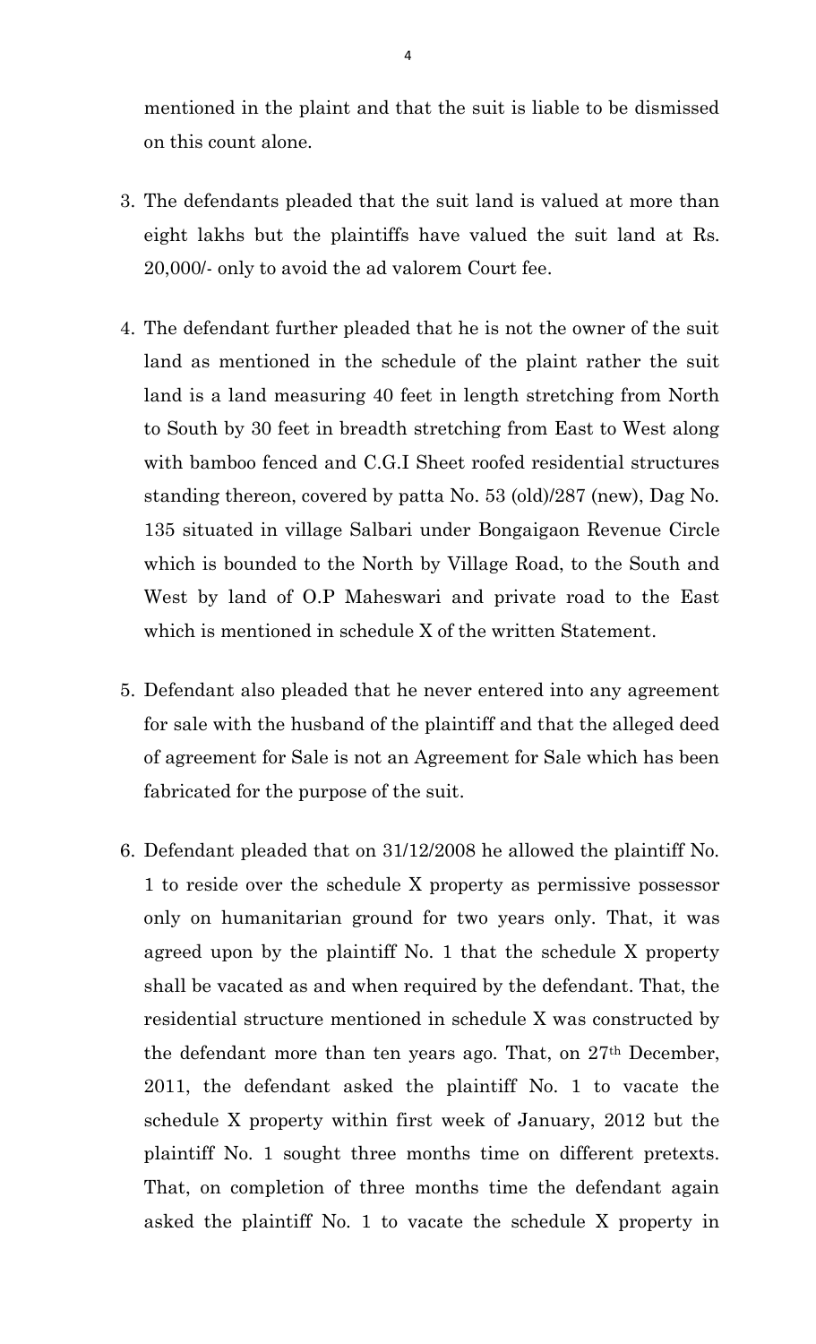mentioned in the plaint and that the suit is liable to be dismissed on this count alone.

3. The defendants pleaded that the suit land is valued at more than eight lakhs but the plaintiffs have valued the suit land at Rs. 20,000/- only to avoid the ad valorem Court fee.

4. The defendant further pleaded that he is not the owner of the suit land as mentioned in the schedule of the plaint rather the suit land is a land measuring 40 feet in length stretching from North to South by 30 feet in breadth stretching from East to West along with bamboo fenced and C.G.I Sheet roofed residential structures standing thereon, covered by patta No. 53 (old)/287 (new), Dag No. 135 situated in village Salbari under Bongaigaon Revenue Circle which is bounded to the North by Village Road, to the South and West by land of O.P Maheswari and private road to the East which is mentioned in schedule X of the written Statement.

5. Defendant also pleaded that he never entered into any agreement for sale with the husband of the plaintiff and that the alleged deed of agreement for Sale is not an Agreement for Sale which has been fabricated for the purpose of the suit.

6. Defendant pleaded that on 31/12/2008 he allowed the plaintiff No. 1 to reside over the schedule X property as permissive possessor only on humanitarian ground for two years only. That, it was agreed upon by the plaintiff No. 1 that the schedule X property shall be vacated as and when required by the defendant. That, the residential structure mentioned in schedule X was constructed by the defendant more than ten years ago. That, on 27th December, 2011, the defendant asked the plaintiff No. 1 to vacate the schedule X property within first week of January, 2012 but the plaintiff No. 1 sought three months time on different pretexts. That, on completion of three months time the defendant again asked the plaintiff No. 1 to vacate the schedule X property in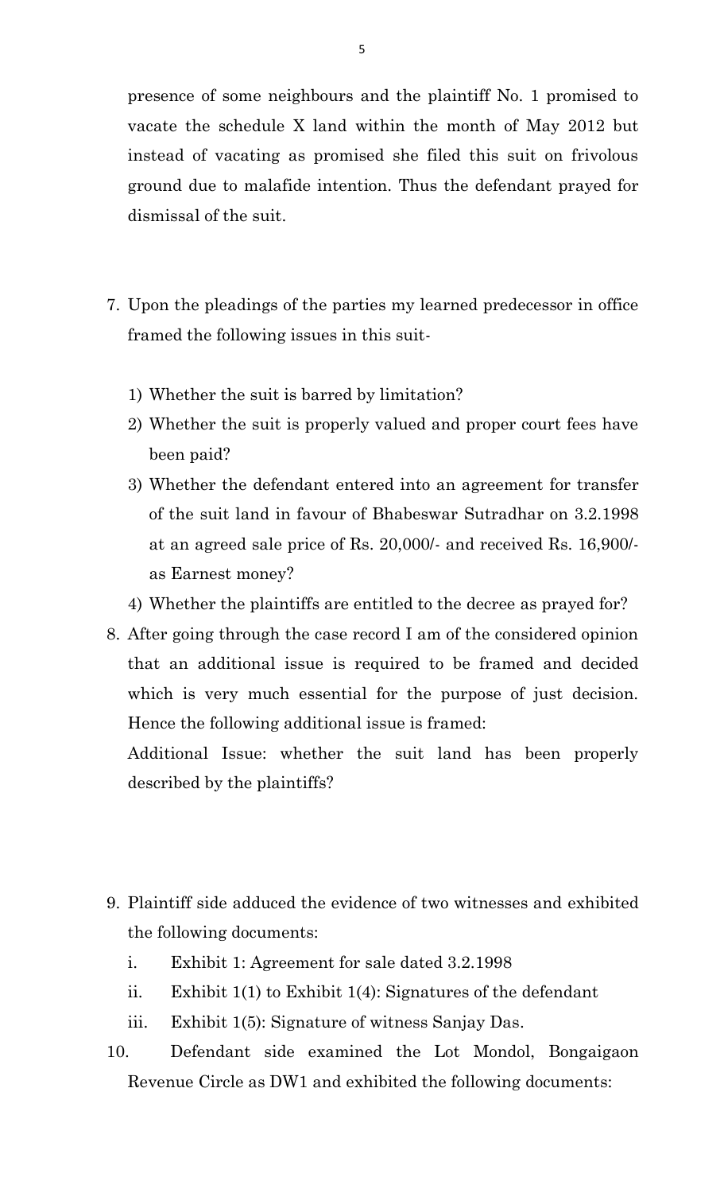presence of some neighbours and the plaintiff No. 1 promised to vacate the schedule X land within the month of May 2012 but instead of vacating as promised she filed this suit on frivolous ground due to malafide intention. Thus the defendant prayed for dismissal of the suit.

7. Upon the pleadings of the parties my learned predecessor in office framed the following issues in this suit-

    1) Whether the suit is barred by limitation?
    2) Whether the suit is properly valued and proper court fees have been paid?
    3) Whether the defendant entered into an agreement for transfer of the suit land in favour of Bhabeswar Sutradhar on 3.2.1998 at an agreed sale price of Rs. 20,000/- and received Rs. 16,900/- as Earnest money?
    4) Whether the plaintiffs are entitled to the decree as prayed for?

8. After going through the case record I am of the considered opinion that an additional issue is required to be framed and decided which is very much essential for the purpose of just decision. Hence the following additional issue is framed:

    Additional Issue: whether the suit land has been properly described by the plaintiffs?

9. Plaintiff side adduced the evidence of two witnesses and exhibited the following documents:

    i. Exhibit 1: Agreement for sale dated 3.2.1998
    ii. Exhibit 1(1) to Exhibit 1(4): Signatures of the defendant
    iii. Exhibit 1(5): Signature of witness Sanjay Das.

10. Defendant side examined the Lot Mondol, Bongaigaon Revenue Circle as DW1 and exhibited the following documents: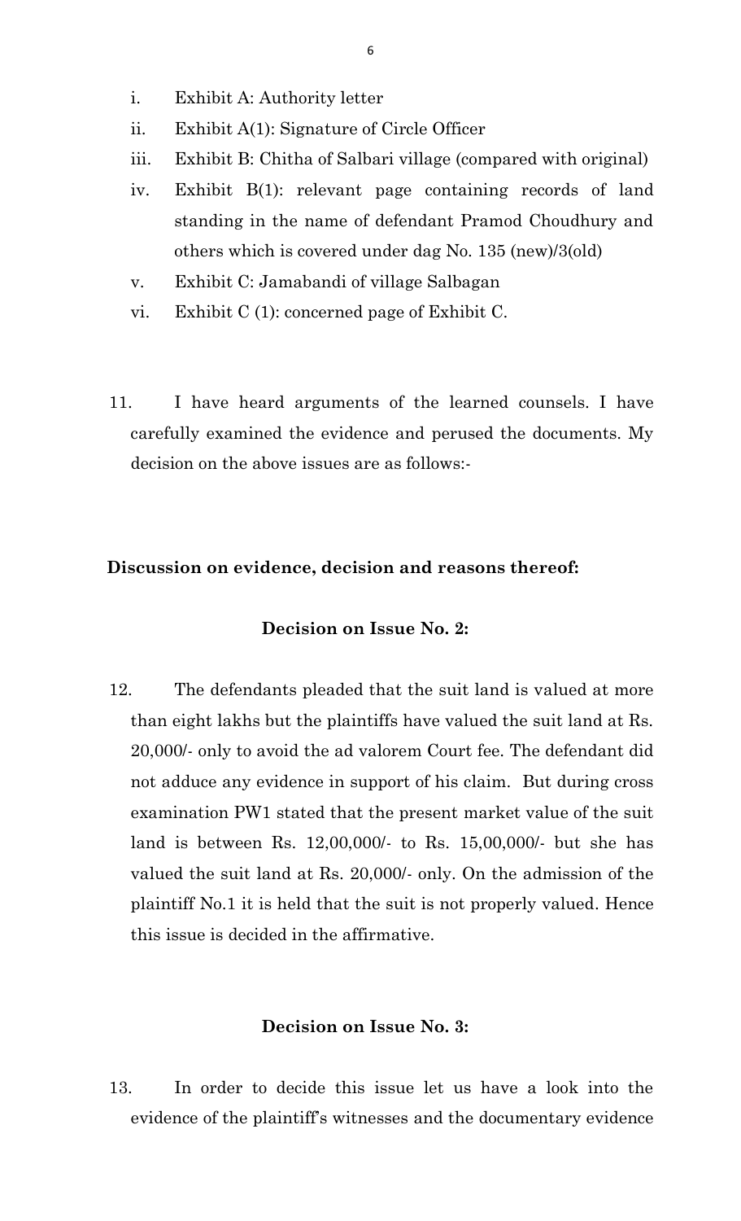i. Exhibit A: Authority letter
ii. Exhibit A(1): Signature of Circle Officer
iii. Exhibit B: Chitha of Salbari village (compared with original)
iv. Exhibit B(1): relevant page containing records of land standing in the name of defendant Pramod Choudhury and others which is covered under dag No. 135 (new)/3(old)
v. Exhibit C: Jamabandi of village Salbagan
vi. Exhibit C (1): concerned page of Exhibit C.

11. I have heard arguments of the learned counsels. I have carefully examined the evidence and perused the documents. My decision on the above issues are as follows:-

**Discussion on evidence, decision and reasons thereof:**

**Decision on Issue No. 2:**

12. The defendants pleaded that the suit land is valued at more than eight lakhs but the plaintiffs have valued the suit land at Rs. 20,000/- only to avoid the ad valorem Court fee. The defendant did not adduce any evidence in support of his claim. But during cross examination PW1 stated that the present market value of the suit land is between Rs. 12,00,000/- to Rs. 15,00,000/- but she has valued the suit land at Rs. 20,000/- only. On the admission of the plaintiff No.1 it is held that the suit is not properly valued. Hence this issue is decided in the affirmative.

**Decision on Issue No. 3:**

13. In order to decide this issue let us have a look into the evidence of the plaintiff's witnesses and the documentary evidence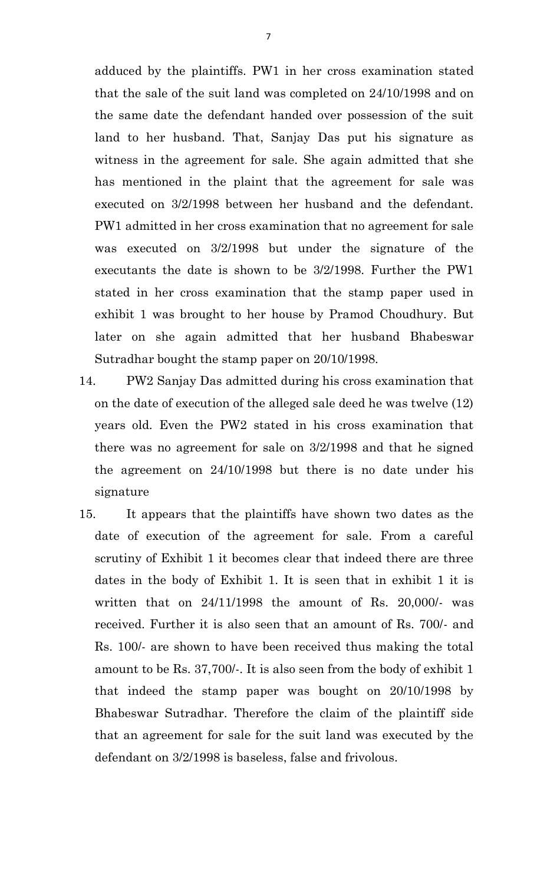adduced by the plaintiffs. PW1 in her cross examination stated that the sale of the suit land was completed on 24/10/1998 and on the same date the defendant handed over possession of the suit land to her husband. That, Sanjay Das put his signature as witness in the agreement for sale. She again admitted that she has mentioned in the plaint that the agreement for sale was executed on 3/2/1998 between her husband and the defendant. PW1 admitted in her cross examination that no agreement for sale was executed on 3/2/1998 but under the signature of the executants the date is shown to be 3/2/1998. Further the PW1 stated in her cross examination that the stamp paper used in exhibit 1 was brought to her house by Pramod Choudhury. But later on she again admitted that her husband Bhabeswar Sutradhar bought the stamp paper on 20/10/1998.

14. PW2 Sanjay Das admitted during his cross examination that on the date of execution of the alleged sale deed he was twelve (12) years old. Even the PW2 stated in his cross examination that there was no agreement for sale on 3/2/1998 and that he signed the agreement on 24/10/1998 but there is no date under his signature

15. It appears that the plaintiffs have shown two dates as the date of execution of the agreement for sale. From a careful scrutiny of Exhibit 1 it becomes clear that indeed there are three dates in the body of Exhibit 1. It is seen that in exhibit 1 it is written that on 24/11/1998 the amount of Rs. 20,000/- was received. Further it is also seen that an amount of Rs. 700/- and Rs. 100/- are shown to have been received thus making the total amount to be Rs. 37,700/-. It is also seen from the body of exhibit 1 that indeed the stamp paper was bought on 20/10/1998 by Bhabeswar Sutradhar. Therefore the claim of the plaintiff side that an agreement for sale for the suit land was executed by the defendant on 3/2/1998 is baseless, false and frivolous.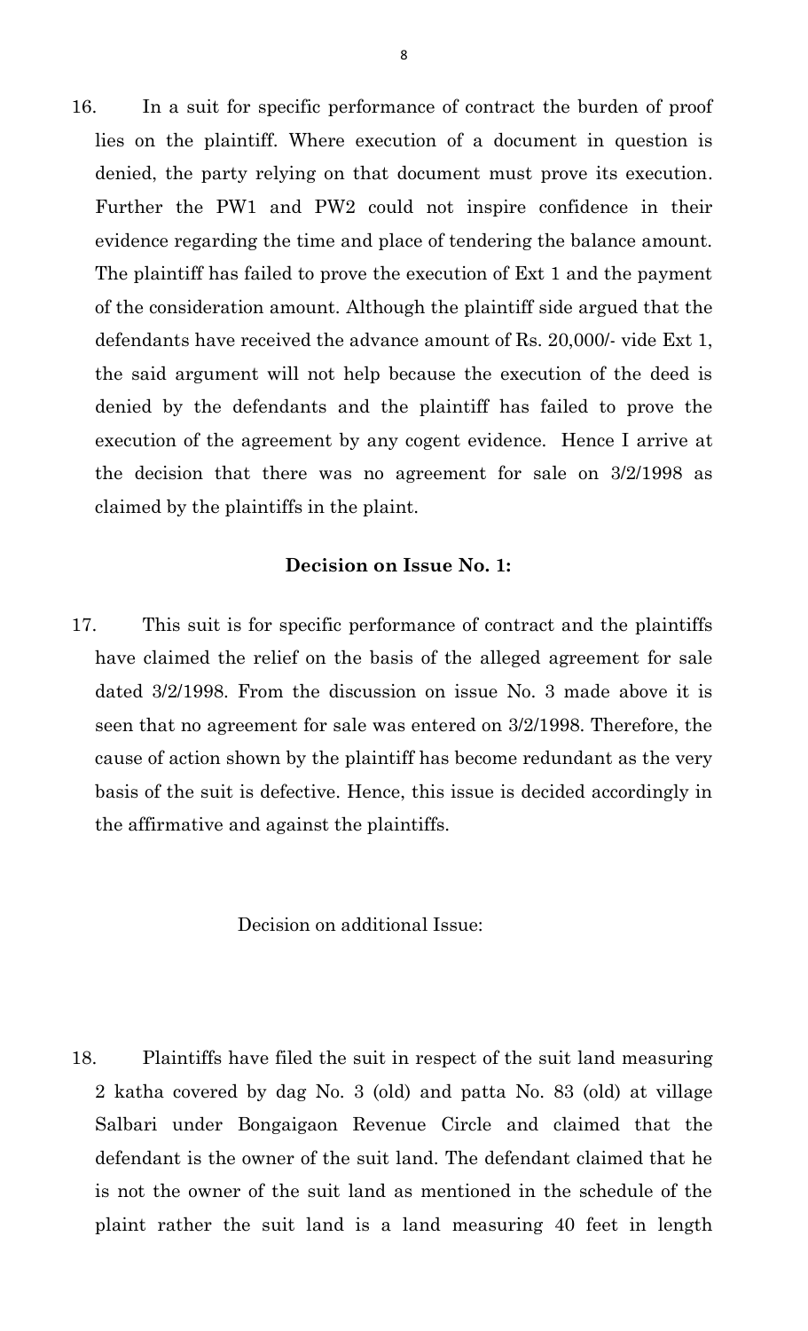16. In a suit for specific performance of contract the burden of proof lies on the plaintiff. Where execution of a document in question is denied, the party relying on that document must prove its execution. Further the PW1 and PW2 could not inspire confidence in their evidence regarding the time and place of tendering the balance amount. The plaintiff has failed to prove the execution of Ext 1 and the payment of the consideration amount. Although the plaintiff side argued that the defendants have received the advance amount of Rs. 20,000/- vide Ext 1, the said argument will not help because the execution of the deed is denied by the defendants and the plaintiff has failed to prove the execution of the agreement by any cogent evidence. Hence I arrive at the decision that there was no agreement for sale on 3/2/1998 as claimed by the plaintiffs in the plaint.

**Decision on Issue No. 1:**

17. This suit is for specific performance of contract and the plaintiffs have claimed the relief on the basis of the alleged agreement for sale dated 3/2/1998. From the discussion on issue No. 3 made above it is seen that no agreement for sale was entered on 3/2/1998. Therefore, the cause of action shown by the plaintiff has become redundant as the very basis of the suit is defective. Hence, this issue is decided accordingly in the affirmative and against the plaintiffs.

Decision on additional Issue:

18. Plaintiffs have filed the suit in respect of the suit land measuring 2 katha covered by dag No. 3 (old) and patta No. 83 (old) at village Salbari under Bongaigaon Revenue Circle and claimed that the defendant is the owner of the suit land. The defendant claimed that he is not the owner of the suit land as mentioned in the schedule of the plaint rather the suit land is a land measuring 40 feet in length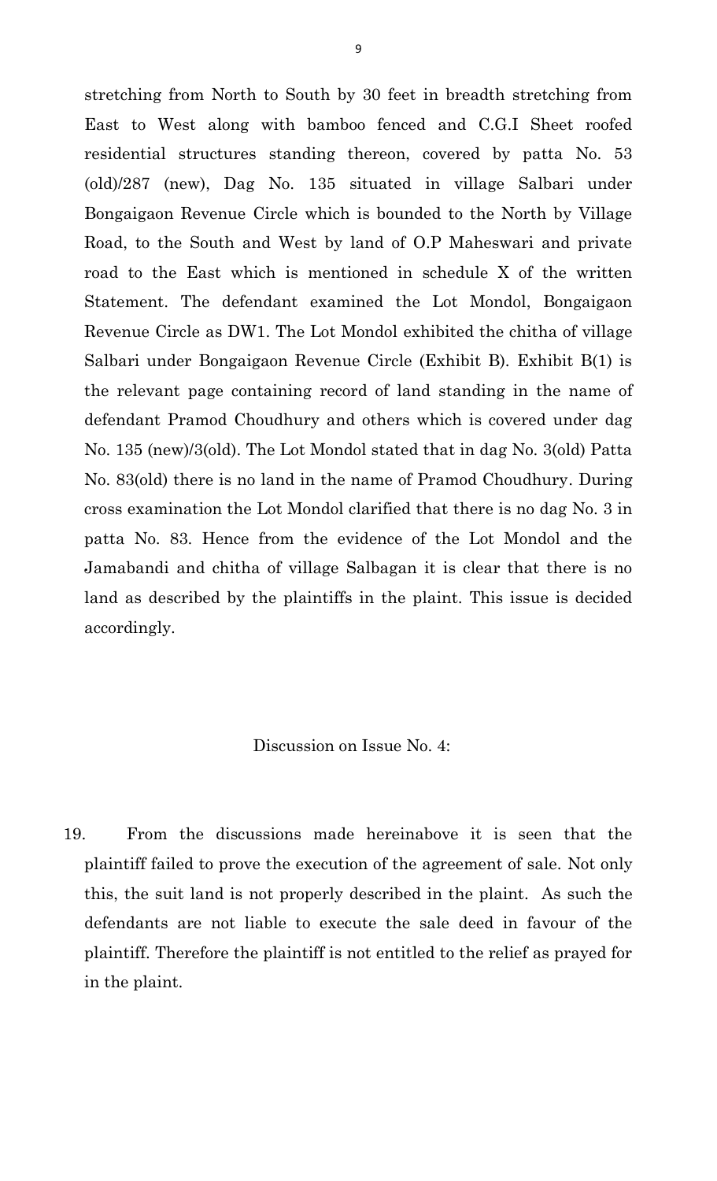stretching from North to South by 30 feet in breadth stretching from East to West along with bamboo fenced and C.G.I Sheet roofed residential structures standing thereon, covered by patta No. 53 (old)/287 (new), Dag No. 135 situated in village Salbari under Bongaigaon Revenue Circle which is bounded to the North by Village Road, to the South and West by land of O.P Maheswari and private road to the East which is mentioned in schedule X of the written Statement. The defendant examined the Lot Mondol, Bongaigaon Revenue Circle as DW1. The Lot Mondol exhibited the chitha of village Salbari under Bongaigaon Revenue Circle (Exhibit B). Exhibit B(1) is the relevant page containing record of land standing in the name of defendant Pramod Choudhury and others which is covered under dag No. 135 (new)/3(old). The Lot Mondol stated that in dag No. 3(old) Patta No. 83(old) there is no land in the name of Pramod Choudhury. During cross examination the Lot Mondol clarified that there is no dag No. 3 in patta No. 83. Hence from the evidence of the Lot Mondol and the Jamabandi and chitha of village Salbagan it is clear that there is no land as described by the plaintiffs in the plaint. This issue is decided accordingly.

Discussion on Issue No. 4:

19. From the discussions made hereinabove it is seen that the plaintiff failed to prove the execution of the agreement of sale. Not only this, the suit land is not properly described in the plaint. As such the defendants are not liable to execute the sale deed in favour of the plaintiff. Therefore the plaintiff is not entitled to the relief as prayed for in the plaint.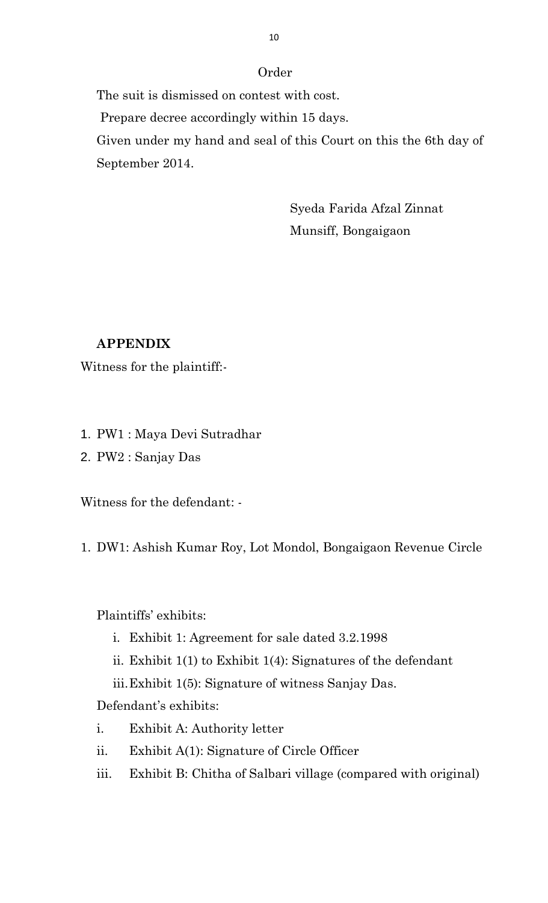Order

The suit is dismissed on contest with cost.

Prepare decree accordingly within 15 days.

Given under my hand and seal of this Court on this the 6th day of September 2014.

Syeda Farida Afzal Zinnat
Munsiff, Bongaigaon

**APPENDIX**

Witness for the plaintiff:-

1. PW1 : Maya Devi Sutradhar
2. PW2 : Sanjay Das

Witness for the defendant: -

1. DW1: Ashish Kumar Roy, Lot Mondol, Bongaigaon Revenue Circle

Plaintiffs' exhibits:

i. Exhibit 1: Agreement for sale dated 3.2.1998
ii. Exhibit 1(1) to Exhibit 1(4): Signatures of the defendant
iii. Exhibit 1(5): Signature of witness Sanjay Das.

Defendant's exhibits:

i. Exhibit A: Authority letter
ii. Exhibit A(1): Signature of Circle Officer
iii. Exhibit B: Chitha of Salbari village (compared with original)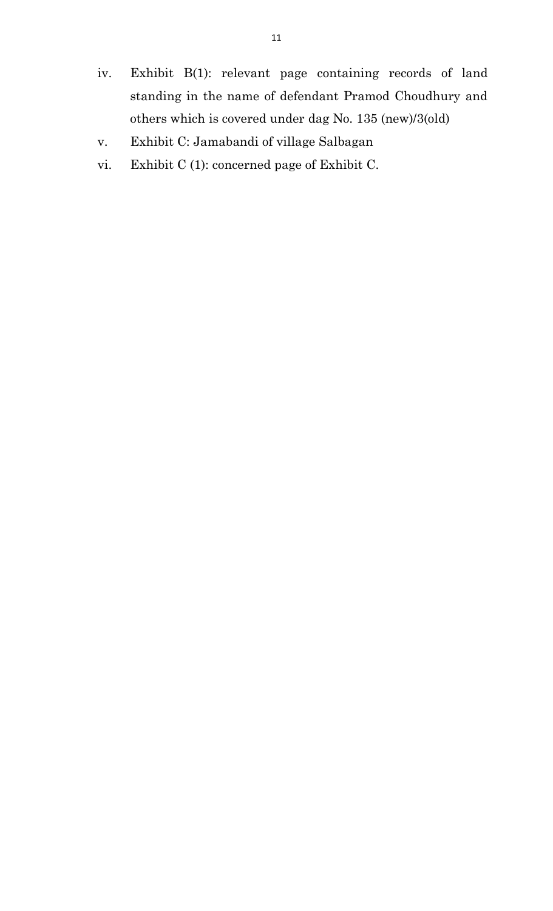iv. Exhibit B(1): relevant page containing records of land standing in the name of defendant Pramod Choudhury and others which is covered under dag No. 135 (new)/3(old)

v. Exhibit C: Jamabandi of village Salbagan

vi. Exhibit C (1): concerned page of Exhibit C.